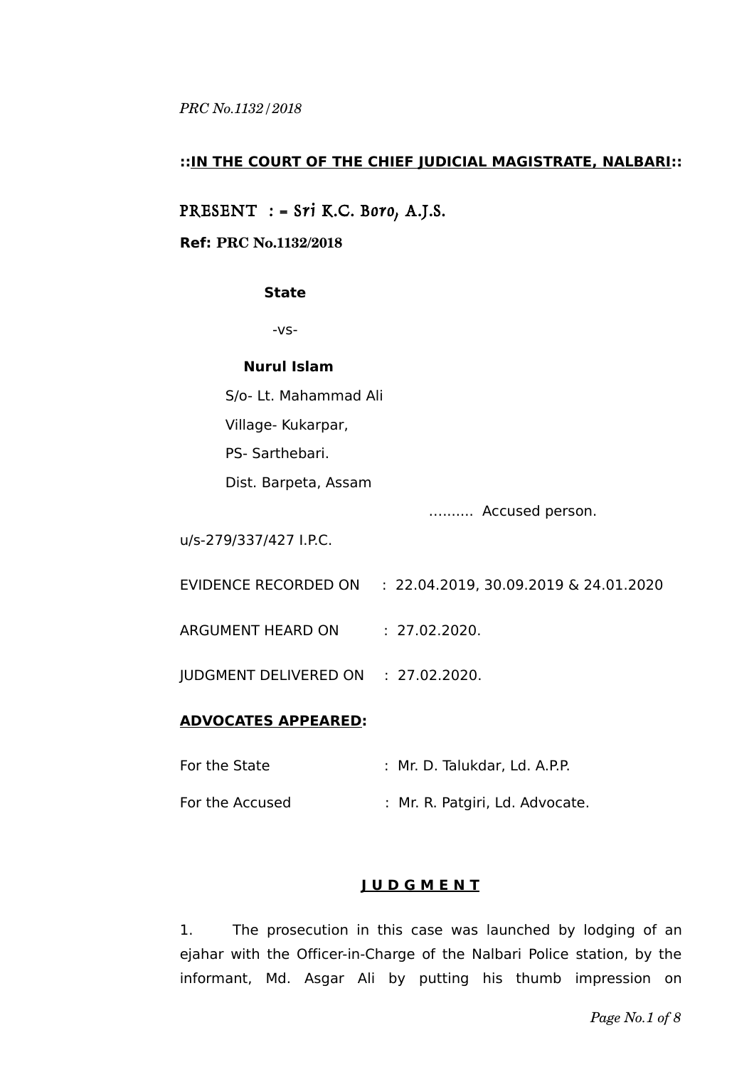## ::IN THE COURT OF THE CHIEF JUDICIAL MAGISTRATE, NALBARI::

PRESENT : = Sri K.C. Boro, A.J.S.

**Ref: PRC No.1132/2018**

**State**

-vs-

**Nurul Islam**

S/o- Lt. Mahammad Ali

Village- Kukarpar,

PS- Sarthebari.

Dist. Barpeta, Assam

………. Accused person.

u/s-279/337/427 I.P.C.

EVIDENCE RECORDED ON : 22.04.2019, 30.09.2019 & 24.01.2020

ARGUMENT HEARD ON : 27.02.2020.

JUDGMENT DELIVERED ON : 27.02.2020.

**ADVOCATES APPEARED:**

For the State : Mr. D. Talukdar, Ld. A.P.P.

For the Accused : Mr. R. Patgiri, Ld. Advocate.

## J U D G M E N T

1. The prosecution in this case was launched by lodging of an ejahar with the Officer-in-Charge of the Nalbari Police station, by the informant, Md. Asgar Ali by putting his thumb impression on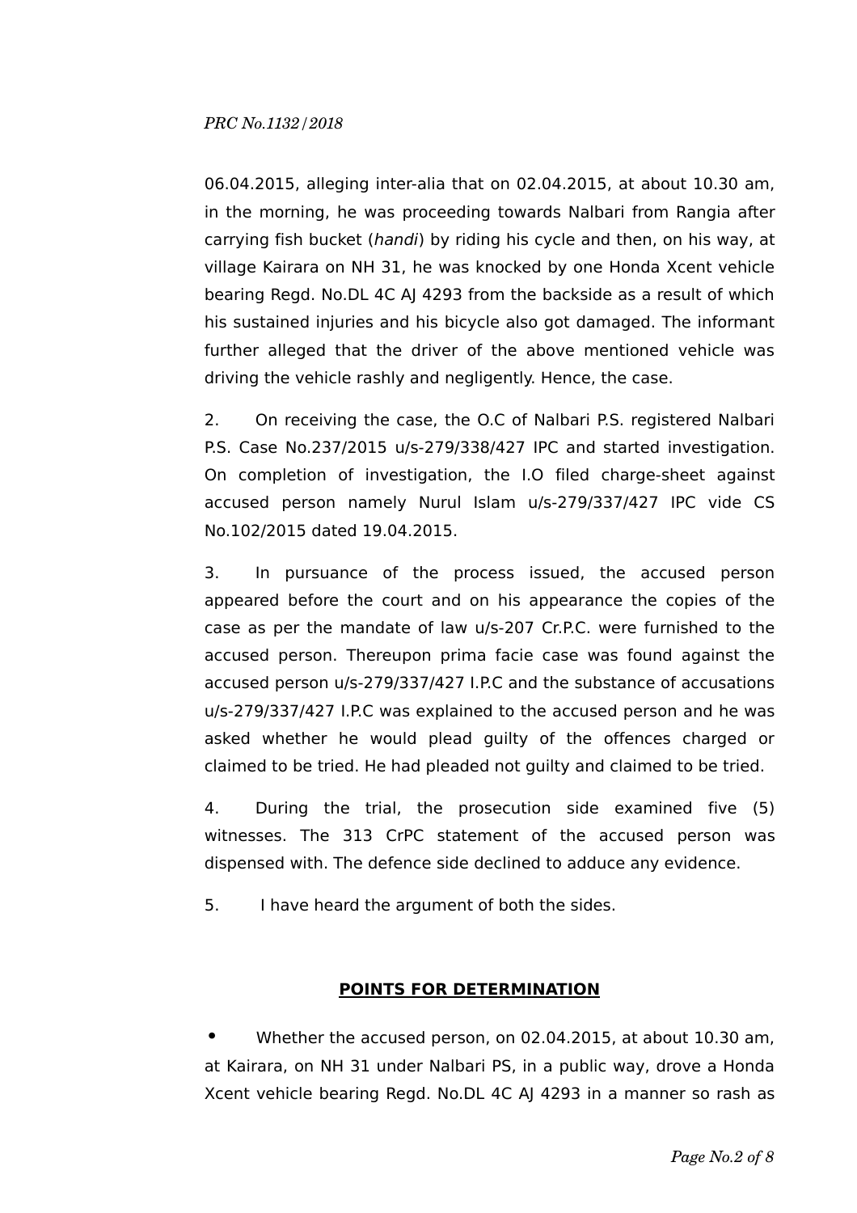06.04.2015, alleging inter-alia that on 02.04.2015, at about 10.30 am, in the morning, he was proceeding towards Nalbari from Rangia after carrying fish bucket (*handi*) by riding his cycle and then, on his way, at village Kairara on NH 31, he was knocked by one Honda Xcent vehicle bearing Regd. No.DL 4C AJ 4293 from the backside as a result of which his sustained injuries and his bicycle also got damaged. The informant further alleged that the driver of the above mentioned vehicle was driving the vehicle rashly and negligently. Hence, the case.

2. On receiving the case, the O.C of Nalbari P.S. registered Nalbari P.S. Case No.237/2015 u/s-279/338/427 IPC and started investigation. On completion of investigation, the I.O filed charge-sheet against accused person namely Nurul Islam u/s-279/337/427 IPC vide CS No.102/2015 dated 19.04.2015.

3. In pursuance of the process issued, the accused person appeared before the court and on his appearance the copies of the case as per the mandate of law u/s-207 Cr.P.C. were furnished to the accused person. Thereupon prima facie case was found against the accused person u/s-279/337/427 I.P.C and the substance of accusations u/s-279/337/427 I.P.C was explained to the accused person and he was asked whether he would plead guilty of the offences charged or claimed to be tried. He had pleaded not guilty and claimed to be tried.

4. During the trial, the prosecution side examined five (5) witnesses. The 313 CrPC statement of the accused person was dispensed with. The defence side declined to adduce any evidence.

5. I have heard the argument of both the sides.

**POINTS FOR DETERMINATION**

- Whether the accused person, on 02.04.2015, at about 10.30 am, at Kairara, on NH 31 under Nalbari PS, in a public way, drove a Honda Xcent vehicle bearing Regd. No.DL 4C AJ 4293 in a manner so rash as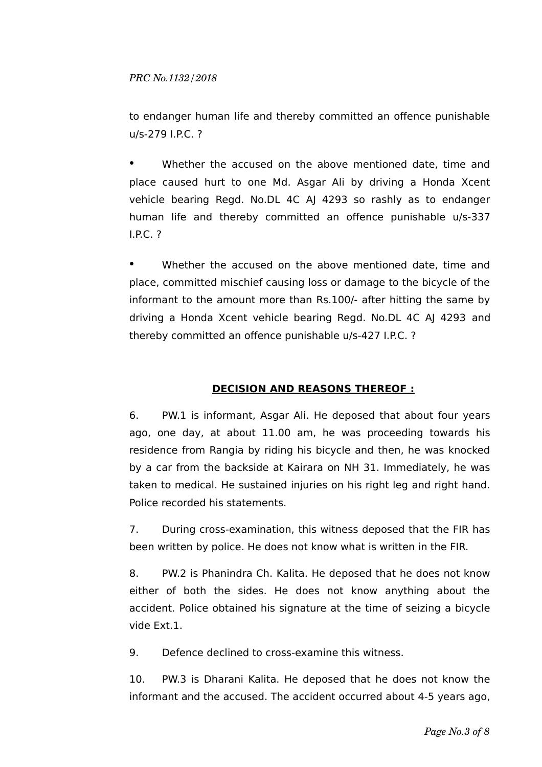to endanger human life and thereby committed an offence punishable u/s-279 I.P.C. ?

- Whether the accused on the above mentioned date, time and place caused hurt to one Md. Asgar Ali by driving a Honda Xcent vehicle bearing Regd. No.DL 4C AJ 4293 so rashly as to endanger human life and thereby committed an offence punishable u/s-337 I.P.C. ?

- Whether the accused on the above mentioned date, time and place, committed mischief causing loss or damage to the bicycle of the informant to the amount more than Rs.100/- after hitting the same by driving a Honda Xcent vehicle bearing Regd. No.DL 4C AJ 4293 and thereby committed an offence punishable u/s-427 I.P.C. ?

## DECISION AND REASONS THEREOF :

6. PW.1 is informant, Asgar Ali. He deposed that about four years ago, one day, at about 11.00 am, he was proceeding towards his residence from Rangia by riding his bicycle and then, he was knocked by a car from the backside at Kairara on NH 31. Immediately, he was taken to medical. He sustained injuries on his right leg and right hand. Police recorded his statements.

7. During cross-examination, this witness deposed that the FIR has been written by police. He does not know what is written in the FIR.

8. PW.2 is Phanindra Ch. Kalita. He deposed that he does not know either of both the sides. He does not know anything about the accident. Police obtained his signature at the time of seizing a bicycle vide Ext.1.

9. Defence declined to cross-examine this witness.

10. PW.3 is Dharani Kalita. He deposed that he does not know the informant and the accused. The accident occurred about 4-5 years ago,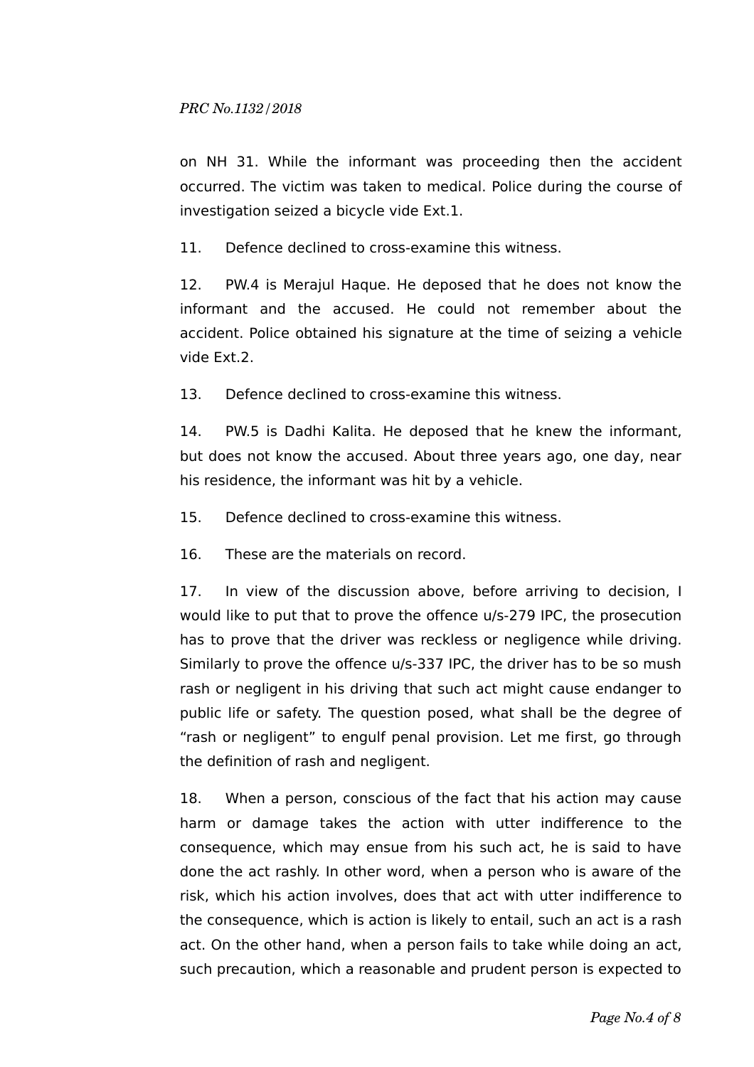on NH 31. While the informant was proceeding then the accident occurred. The victim was taken to medical. Police during the course of investigation seized a bicycle vide Ext.1.

11. Defence declined to cross-examine this witness.

12. PW.4 is Merajul Haque. He deposed that he does not know the informant and the accused. He could not remember about the accident. Police obtained his signature at the time of seizing a vehicle vide Ext.2.

13. Defence declined to cross-examine this witness.

14. PW.5 is Dadhi Kalita. He deposed that he knew the informant, but does not know the accused. About three years ago, one day, near his residence, the informant was hit by a vehicle.

15. Defence declined to cross-examine this witness.

16. These are the materials on record.

17. In view of the discussion above, before arriving to decision, I would like to put that to prove the offence u/s-279 IPC, the prosecution has to prove that the driver was reckless or negligence while driving. Similarly to prove the offence u/s-337 IPC, the driver has to be so mush rash or negligent in his driving that such act might cause endanger to public life or safety. The question posed, what shall be the degree of "rash or negligent" to engulf penal provision. Let me first, go through the definition of rash and negligent.

18. When a person, conscious of the fact that his action may cause harm or damage takes the action with utter indifference to the consequence, which may ensue from his such act, he is said to have done the act rashly. In other word, when a person who is aware of the risk, which his action involves, does that act with utter indifference to the consequence, which is action is likely to entail, such an act is a rash act. On the other hand, when a person fails to take while doing an act, such precaution, which a reasonable and prudent person is expected to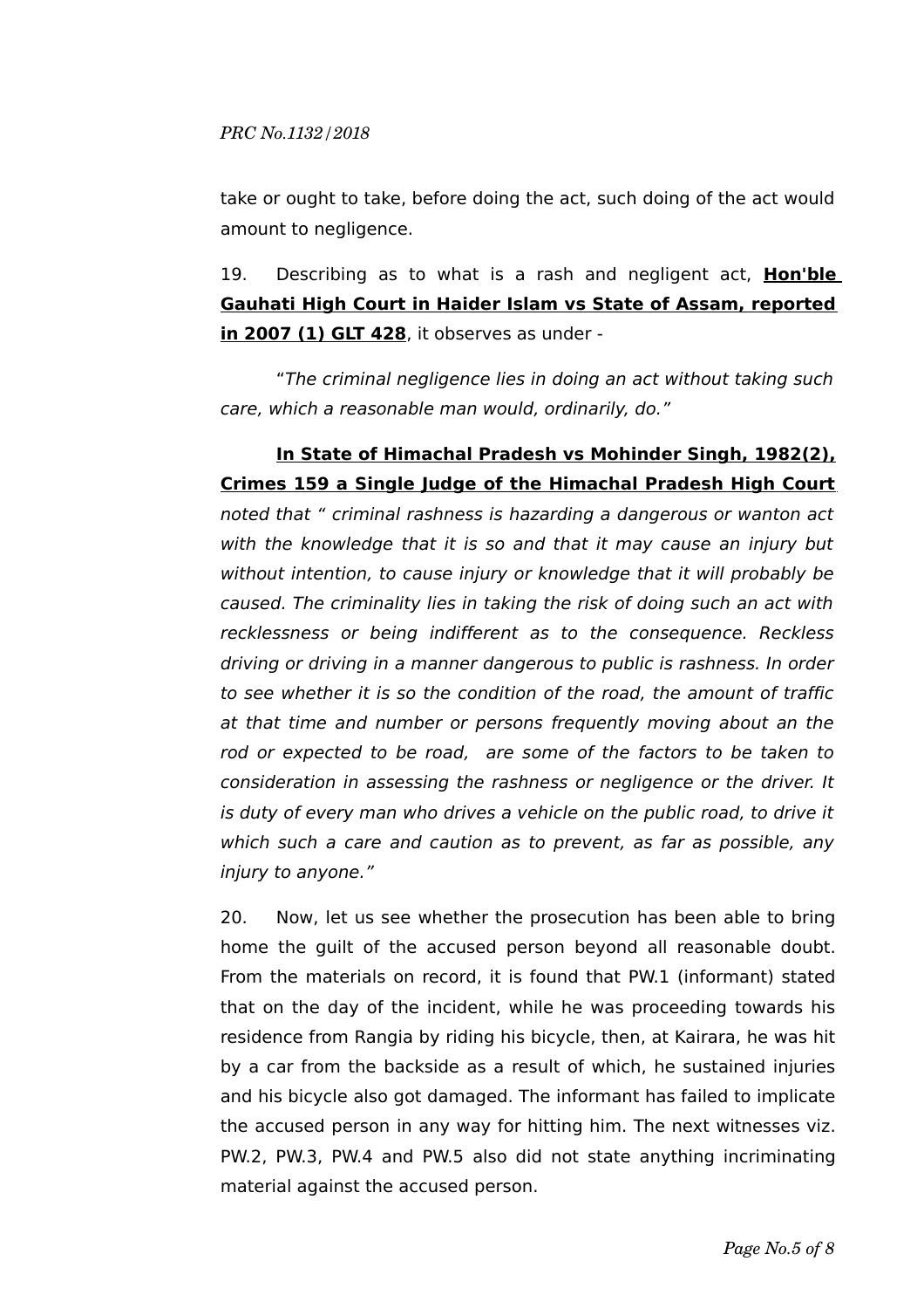take or ought to take, before doing the act, such doing of the act would amount to negligence.

19. Describing as to what is a rash and negligent act, **Hon'ble Gauhati High Court in Haider Islam vs State of Assam, reported in 2007 (1) GLT 428**, it observes as under -

"*The criminal negligence lies in doing an act without taking such care, which a reasonable man would, ordinarily, do.*"

**In State of Himachal Pradesh vs Mohinder Singh, 1982(2), Crimes 159 a Single Judge of the Himachal Pradesh High Court** *noted that " criminal rashness is hazarding a dangerous or wanton act with the knowledge that it is so and that it may cause an injury but without intention, to cause injury or knowledge that it will probably be caused. The criminality lies in taking the risk of doing such an act with recklessness or being indifferent as to the consequence. Reckless driving or driving in a manner dangerous to public is rashness. In order to see whether it is so the condition of the road, the amount of traffic at that time and number or persons frequently moving about an the rod or expected to be road, are some of the factors to be taken to consideration in assessing the rashness or negligence or the driver. It is duty of every man who drives a vehicle on the public road, to drive it which such a care and caution as to prevent, as far as possible, any injury to anyone."*

20. Now, let us see whether the prosecution has been able to bring home the guilt of the accused person beyond all reasonable doubt. From the materials on record, it is found that PW.1 (informant) stated that on the day of the incident, while he was proceeding towards his residence from Rangia by riding his bicycle, then, at Kairara, he was hit by a car from the backside as a result of which, he sustained injuries and his bicycle also got damaged. The informant has failed to implicate the accused person in any way for hitting him. The next witnesses viz. PW.2, PW.3, PW.4 and PW.5 also did not state anything incriminating material against the accused person.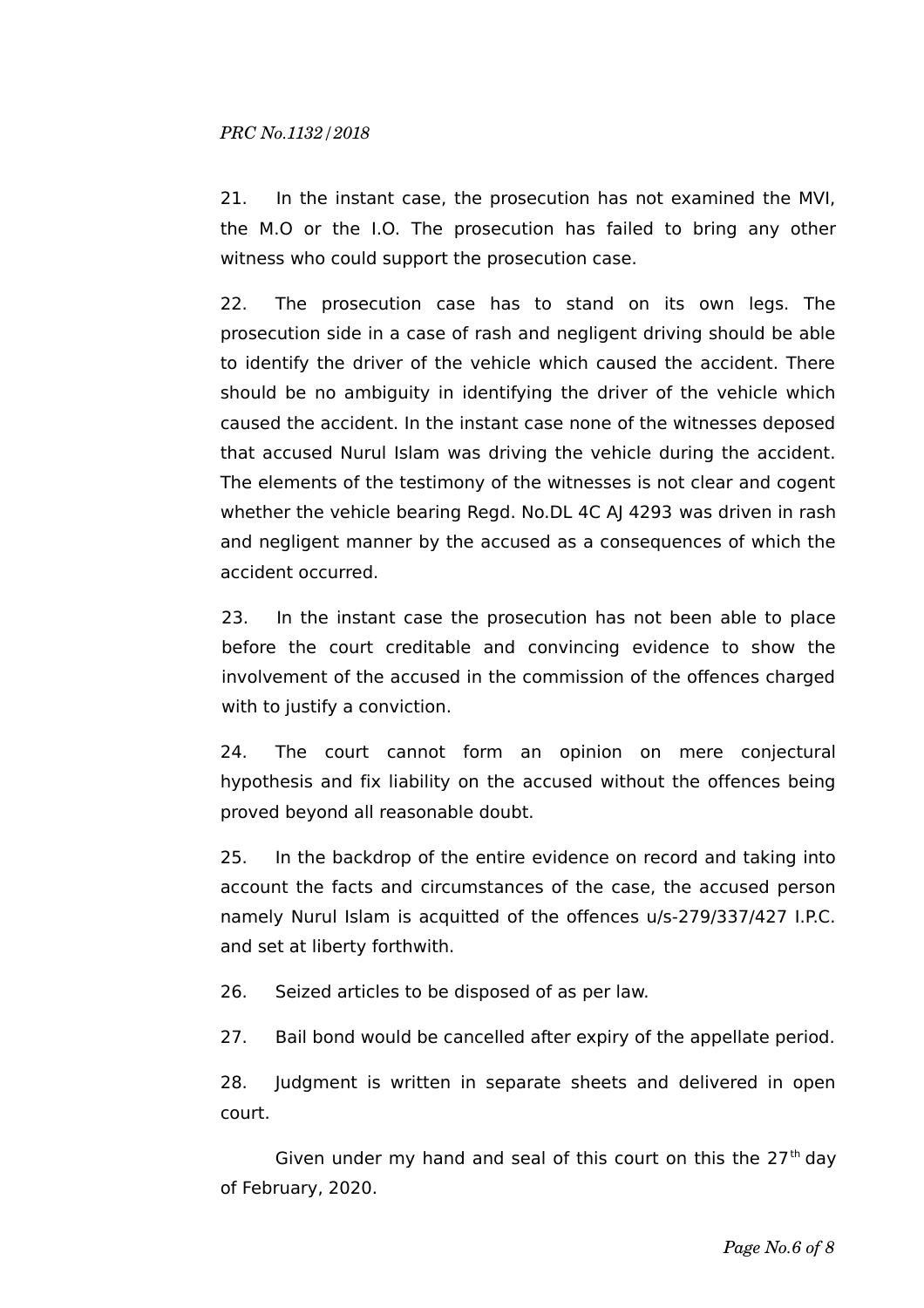21. In the instant case, the prosecution has not examined the MVI, the M.O or the I.O. The prosecution has failed to bring any other witness who could support the prosecution case.

22. The prosecution case has to stand on its own legs. The prosecution side in a case of rash and negligent driving should be able to identify the driver of the vehicle which caused the accident. There should be no ambiguity in identifying the driver of the vehicle which caused the accident. In the instant case none of the witnesses deposed that accused Nurul Islam was driving the vehicle during the accident. The elements of the testimony of the witnesses is not clear and cogent whether the vehicle bearing Regd. No.DL 4C AJ 4293 was driven in rash and negligent manner by the accused as a consequences of which the accident occurred.

23. In the instant case the prosecution has not been able to place before the court creditable and convincing evidence to show the involvement of the accused in the commission of the offences charged with to justify a conviction.

24. The court cannot form an opinion on mere conjectural hypothesis and fix liability on the accused without the offences being proved beyond all reasonable doubt.

25. In the backdrop of the entire evidence on record and taking into account the facts and circumstances of the case, the accused person namely Nurul Islam is acquitted of the offences u/s-279/337/427 I.P.C. and set at liberty forthwith.

26. Seized articles to be disposed of as per law.

27. Bail bond would be cancelled after expiry of the appellate period.

28. Judgment is written in separate sheets and delivered in open court.

Given under my hand and seal of this court on this the 27th day of February, 2020.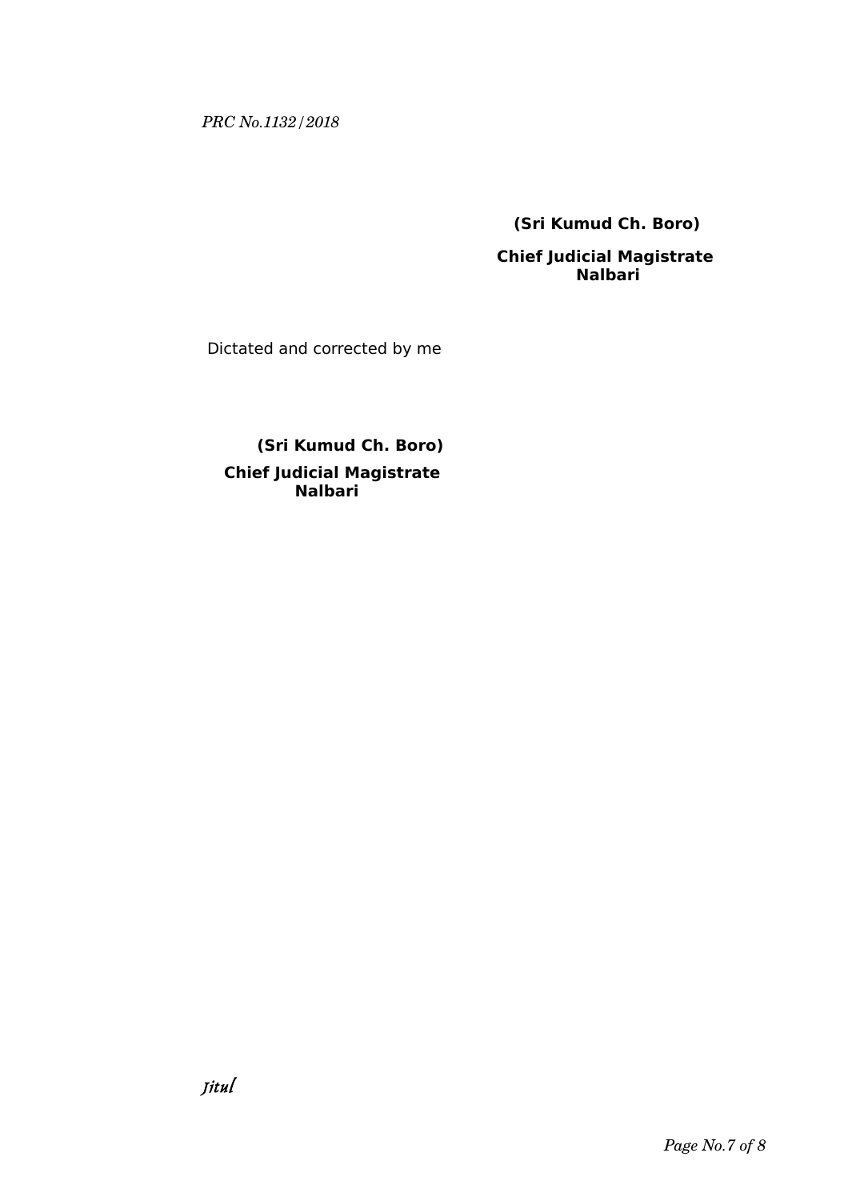**(Sri Kumud Ch. Boro)**

**Chief Judicial Magistrate**
**Nalbari**

Dictated and corrected by me

**(Sri Kumud Ch. Boro)**

**Chief Judicial Magistrate**
**Nalbari**

*Jitul*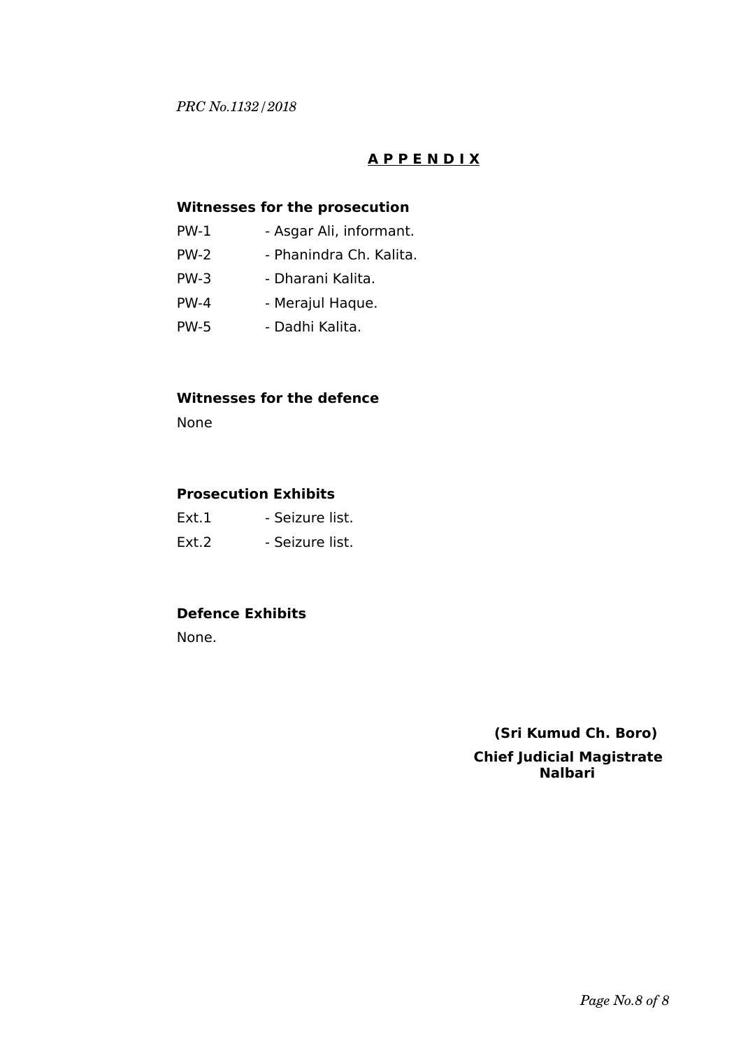## A P P E N D I X

**Witnesses for the prosecution**

PW-1 - Asgar Ali, informant.

PW-2 - Phanindra Ch. Kalita.

PW-3 - Dharani Kalita.

PW-4 - Merajul Haque.

PW-5 - Dadhi Kalita.

**Witnesses for the defence**

None

**Prosecution Exhibits**

Ext.1 - Seizure list.

Ext.2 - Seizure list.

**Defence Exhibits**

None.

**(Sri Kumud Ch. Boro)**

**Chief Judicial Magistrate**
**Nalbari**